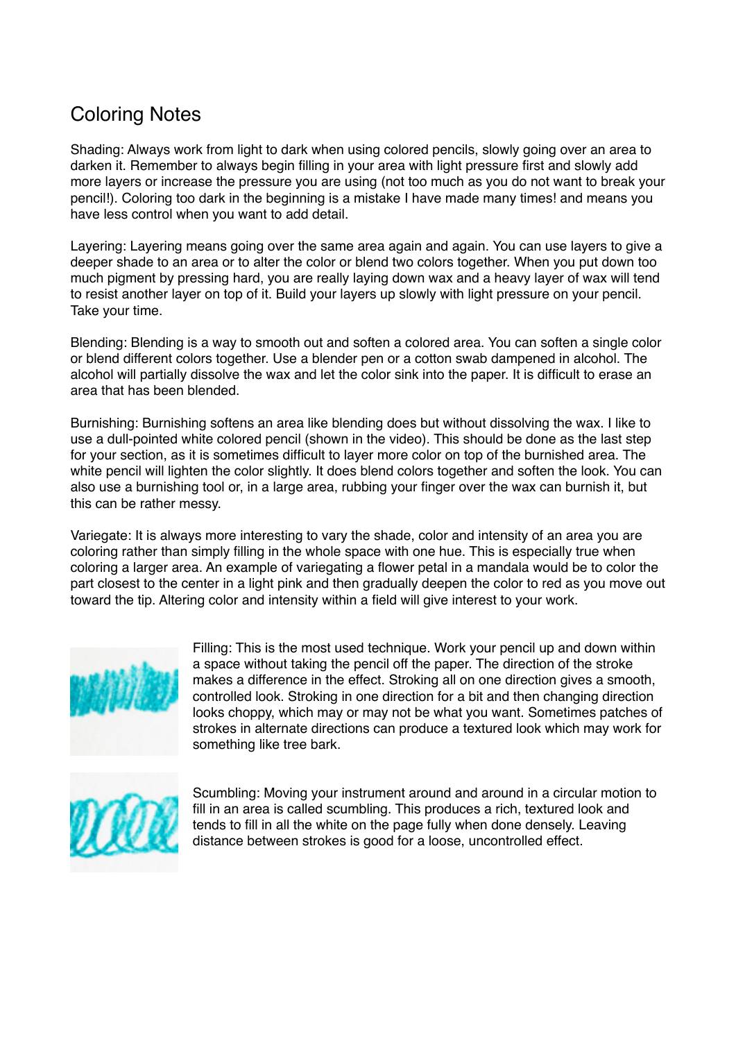# Coloring Notes

Shading: Always work from light to dark when using colored pencils, slowly going over an area to darken it. Remember to always begin filling in your area with light pressure first and slowly add more layers or increase the pressure you are using (not too much as you do not want to break your pencil!). Coloring too dark in the beginning is a mistake I have made many times! and means you have less control when you want to add detail.

Layering: Layering means going over the same area again and again. You can use layers to give a deeper shade to an area or to alter the color or blend two colors together. When you put down too much pigment by pressing hard, you are really laying down wax and a heavy layer of wax will tend to resist another layer on top of it. Build your layers up slowly with light pressure on your pencil. Take your time.

Blending: Blending is a way to smooth out and soften a colored area. You can soften a single color or blend different colors together. Use a blender pen or a cotton swab dampened in alcohol. The alcohol will partially dissolve the wax and let the color sink into the paper. It is difficult to erase an area that has been blended.

Burnishing: Burnishing softens an area like blending does but without dissolving the wax. I like to use a dull-pointed white colored pencil (shown in the video). This should be done as the last step for your section, as it is sometimes difficult to layer more color on top of the burnished area. The white pencil will lighten the color slightly. It does blend colors together and soften the look. You can also use a burnishing tool or, in a large area, rubbing your finger over the wax can burnish it, but this can be rather messy.

Variegate: It is always more interesting to vary the shade, color and intensity of an area you are coloring rather than simply filling in the whole space with one hue. This is especially true when coloring a larger area. An example of variegating a flower petal in a mandala would be to color the part closest to the center in a light pink and then gradually deepen the color to red as you move out toward the tip. Altering color and intensity within a field will give interest to your work.

Filling: This is the most used technique. Work your pencil up and down within a space without taking the pencil off the paper. The direction of the stroke makes a difference in the effect. Stroking all on one direction gives a smooth, controlled look. Stroking in one direction for a bit and then changing direction looks choppy, which may or may not be what you want. Sometimes patches of strokes in alternate directions can produce a textured look which may work for something like tree bark.

Scumbling: Moving your instrument around and around in a circular motion to fill in an area is called scumbling. This produces a rich, textured look and tends to fill in all the white on the page fully when done densely. Leaving distance between strokes is good for a loose, uncontrolled effect.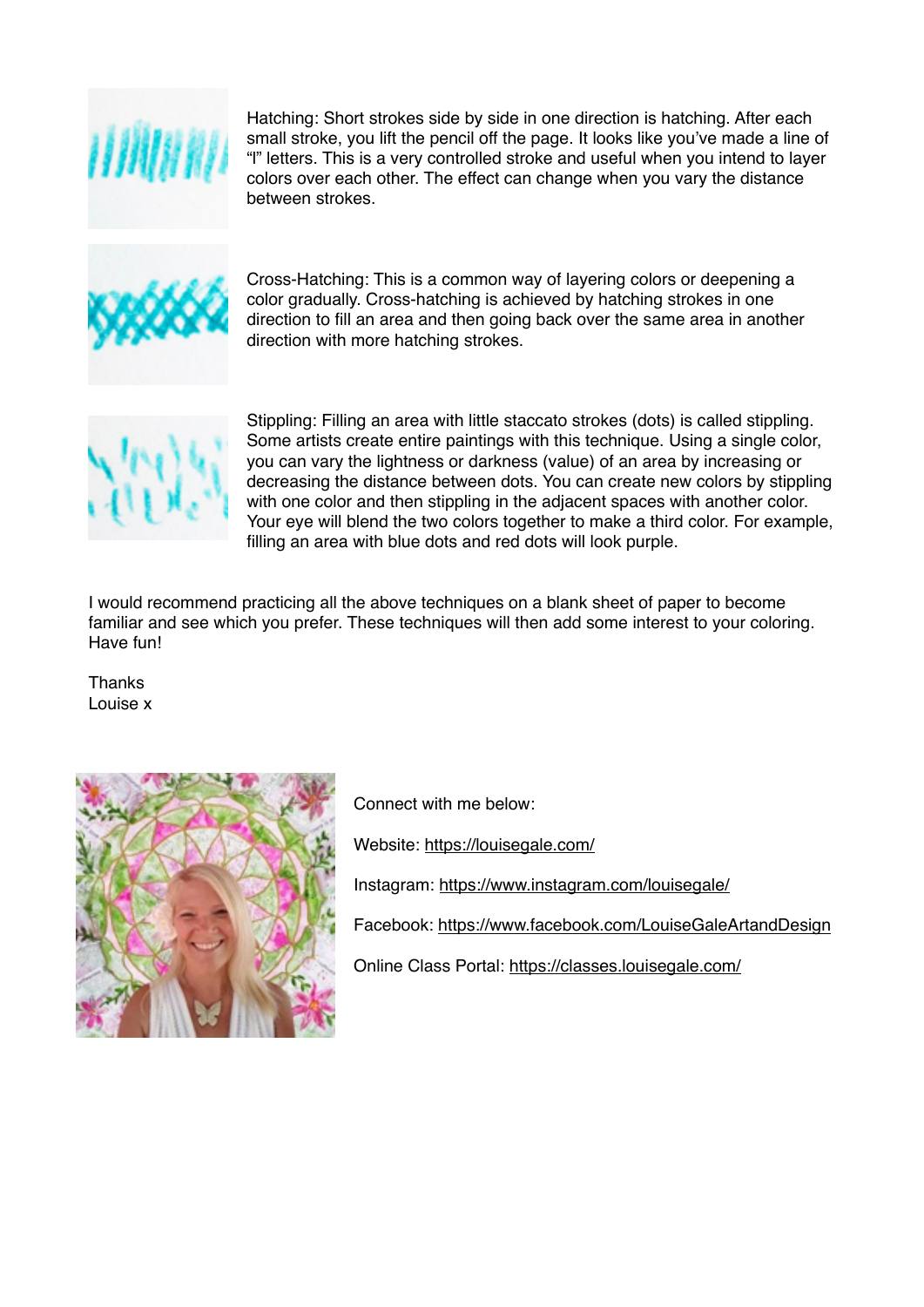Hatching: Short strokes side by side in one direction is hatching. After each small stroke, you lift the pencil off the page. It looks like you've made a line of "l" letters. This is a very controlled stroke and useful when you intend to layer colors over each other. The effect can change when you vary the distance between strokes.

Cross-Hatching: This is a common way of layering colors or deepening a color gradually. Cross-hatching is achieved by hatching strokes in one direction to fill an area and then going back over the same area in another direction with more hatching strokes.

Stippling: Filling an area with little staccato strokes (dots) is called stippling. Some artists create entire paintings with this technique. Using a single color, you can vary the lightness or darkness (value) of an area by increasing or decreasing the distance between dots. You can create new colors by stippling with one color and then stippling in the adjacent spaces with another color. Your eye will blend the two colors together to make a third color. For example, filling an area with blue dots and red dots will look purple.

I would recommend practicing all the above techniques on a blank sheet of paper to become familiar and see which you prefer. These techniques will then add some interest to your coloring. Have fun!

Thanks
Louise x

Connect with me below:

Website: https://louisegale.com/

Instagram: https://www.instagram.com/louisegale/

Facebook: https://www.facebook.com/LouiseGaleArtandDesign

Online Class Portal: https://classes.louisegale.com/